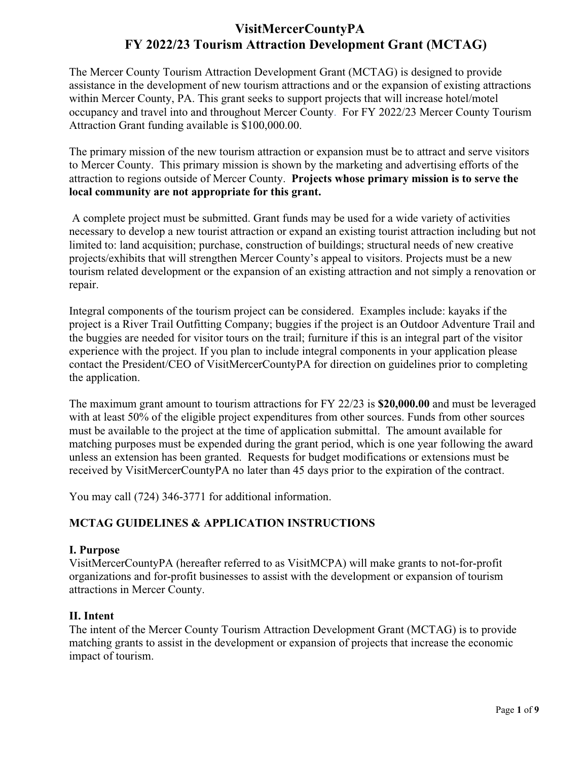# VisitMercerCountyPA
# FY 2022/23 Tourism Attraction Development Grant (MCTAG)

The Mercer County Tourism Attraction Development Grant (MCTAG) is designed to provide assistance in the development of new tourism attractions and or the expansion of existing attractions within Mercer County, PA. This grant seeks to support projects that will increase hotel/motel occupancy and travel into and throughout Mercer County. For FY 2022/23 Mercer County Tourism Attraction Grant funding available is $100,000.00.

The primary mission of the new tourism attraction or expansion must be to attract and serve visitors to Mercer County. This primary mission is shown by the marketing and advertising efforts of the attraction to regions outside of Mercer County. **Projects whose primary mission is to serve the local community are not appropriate for this grant.**

A complete project must be submitted. Grant funds may be used for a wide variety of activities necessary to develop a new tourist attraction or expand an existing tourist attraction including but not limited to: land acquisition; purchase, construction of buildings; structural needs of new creative projects/exhibits that will strengthen Mercer County's appeal to visitors. Projects must be a new tourism related development or the expansion of an existing attraction and not simply a renovation or repair.

Integral components of the tourism project can be considered. Examples include: kayaks if the project is a River Trail Outfitting Company; buggies if the project is an Outdoor Adventure Trail and the buggies are needed for visitor tours on the trail; furniture if this is an integral part of the visitor experience with the project. If you plan to include integral components in your application please contact the President/CEO of VisitMercerCountyPA for direction on guidelines prior to completing the application.

The maximum grant amount to tourism attractions for FY 22/23 is **$20,000.00** and must be leveraged with at least 50% of the eligible project expenditures from other sources. Funds from other sources must be available to the project at the time of application submittal. The amount available for matching purposes must be expended during the grant period, which is one year following the award unless an extension has been granted. Requests for budget modifications or extensions must be received by VisitMercerCountyPA no later than 45 days prior to the expiration of the contract.

You may call (724) 346-3771 for additional information.

## MCTAG GUIDELINES & APPLICATION INSTRUCTIONS

### I. Purpose

VisitMercerCountyPA (hereafter referred to as VisitMCPA) will make grants to not-for-profit organizations and for-profit businesses to assist with the development or expansion of tourism attractions in Mercer County.

### II. Intent

The intent of the Mercer County Tourism Attraction Development Grant (MCTAG) is to provide matching grants to assist in the development or expansion of projects that increase the economic impact of tourism.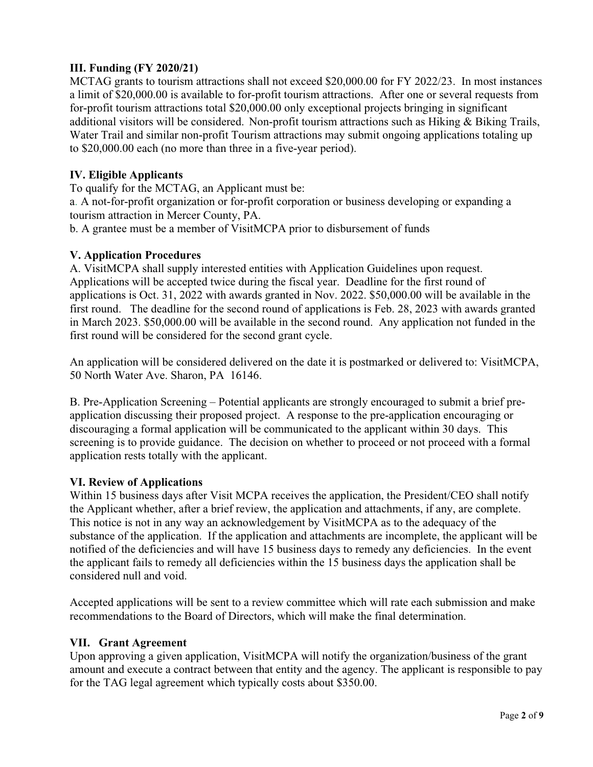### III. Funding (FY 2020/21)

MCTAG grants to tourism attractions shall not exceed $20,000.00 for FY 2022/23. In most instances a limit of $20,000.00 is available to for-profit tourism attractions. After one or several requests from for-profit tourism attractions total $20,000.00 only exceptional projects bringing in significant additional visitors will be considered. Non-profit tourism attractions such as Hiking & Biking Trails, Water Trail and similar non-profit Tourism attractions may submit ongoing applications totaling up to $20,000.00 each (no more than three in a five-year period).

### IV. Eligible Applicants

To qualify for the MCTAG, an Applicant must be:

a. A not-for-profit organization or for-profit corporation or business developing or expanding a tourism attraction in Mercer County, PA.

b. A grantee must be a member of VisitMCPA prior to disbursement of funds

### V. Application Procedures

A. VisitMCPA shall supply interested entities with Application Guidelines upon request. Applications will be accepted twice during the fiscal year. Deadline for the first round of applications is Oct. 31, 2022 with awards granted in Nov. 2022. $50,000.00 will be available in the first round. The deadline for the second round of applications is Feb. 28, 2023 with awards granted in March 2023. $50,000.00 will be available in the second round. Any application not funded in the first round will be considered for the second grant cycle.

An application will be considered delivered on the date it is postmarked or delivered to: VisitMCPA, 50 North Water Ave. Sharon, PA 16146.

B. Pre-Application Screening – Potential applicants are strongly encouraged to submit a brief pre-application discussing their proposed project. A response to the pre-application encouraging or discouraging a formal application will be communicated to the applicant within 30 days. This screening is to provide guidance. The decision on whether to proceed or not proceed with a formal application rests totally with the applicant.

### VI. Review of Applications

Within 15 business days after Visit MCPA receives the application, the President/CEO shall notify the Applicant whether, after a brief review, the application and attachments, if any, are complete. This notice is not in any way an acknowledgement by VisitMCPA as to the adequacy of the substance of the application. If the application and attachments are incomplete, the applicant will be notified of the deficiencies and will have 15 business days to remedy any deficiencies. In the event the applicant fails to remedy all deficiencies within the 15 business days the application shall be considered null and void.

Accepted applications will be sent to a review committee which will rate each submission and make recommendations to the Board of Directors, which will make the final determination.

### VII. Grant Agreement

Upon approving a given application, VisitMCPA will notify the organization/business of the grant amount and execute a contract between that entity and the agency. The applicant is responsible to pay for the TAG legal agreement which typically costs about $350.00.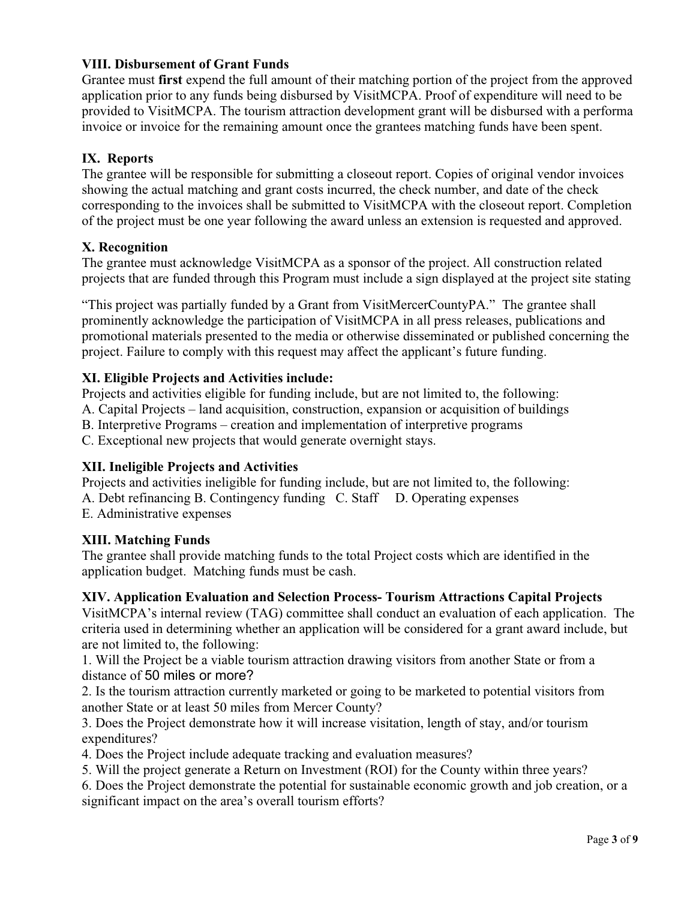### VIII. Disbursement of Grant Funds

Grantee must **first** expend the full amount of their matching portion of the project from the approved application prior to any funds being disbursed by VisitMCPA. Proof of expenditure will need to be provided to VisitMCPA. The tourism attraction development grant will be disbursed with a performa invoice or invoice for the remaining amount once the grantees matching funds have been spent.

### IX. Reports

The grantee will be responsible for submitting a closeout report. Copies of original vendor invoices showing the actual matching and grant costs incurred, the check number, and date of the check corresponding to the invoices shall be submitted to VisitMCPA with the closeout report. Completion of the project must be one year following the award unless an extension is requested and approved.

### X. Recognition

The grantee must acknowledge VisitMCPA as a sponsor of the project. All construction related projects that are funded through this Program must include a sign displayed at the project site stating

"This project was partially funded by a Grant from VisitMercerCountyPA." The grantee shall prominently acknowledge the participation of VisitMCPA in all press releases, publications and promotional materials presented to the media or otherwise disseminated or published concerning the project. Failure to comply with this request may affect the applicant's future funding.

### XI. Eligible Projects and Activities include:

Projects and activities eligible for funding include, but are not limited to, the following:

A. Capital Projects – land acquisition, construction, expansion or acquisition of buildings
B. Interpretive Programs – creation and implementation of interpretive programs
C. Exceptional new projects that would generate overnight stays.

### XII. Ineligible Projects and Activities

Projects and activities ineligible for funding include, but are not limited to, the following:

A. Debt refinancing B. Contingency funding C. Staff D. Operating expenses
E. Administrative expenses

### XIII. Matching Funds

The grantee shall provide matching funds to the total Project costs which are identified in the application budget. Matching funds must be cash.

### XIV. Application Evaluation and Selection Process- Tourism Attractions Capital Projects

VisitMCPA's internal review (TAG) committee shall conduct an evaluation of each application. The criteria used in determining whether an application will be considered for a grant award include, but are not limited to, the following:

1. Will the Project be a viable tourism attraction drawing visitors from another State or from a distance of 50 miles or more?
2. Is the tourism attraction currently marketed or going to be marketed to potential visitors from another State or at least 50 miles from Mercer County?
3. Does the Project demonstrate how it will increase visitation, length of stay, and/or tourism expenditures?
4. Does the Project include adequate tracking and evaluation measures?
5. Will the project generate a Return on Investment (ROI) for the County within three years?
6. Does the Project demonstrate the potential for sustainable economic growth and job creation, or a significant impact on the area's overall tourism efforts?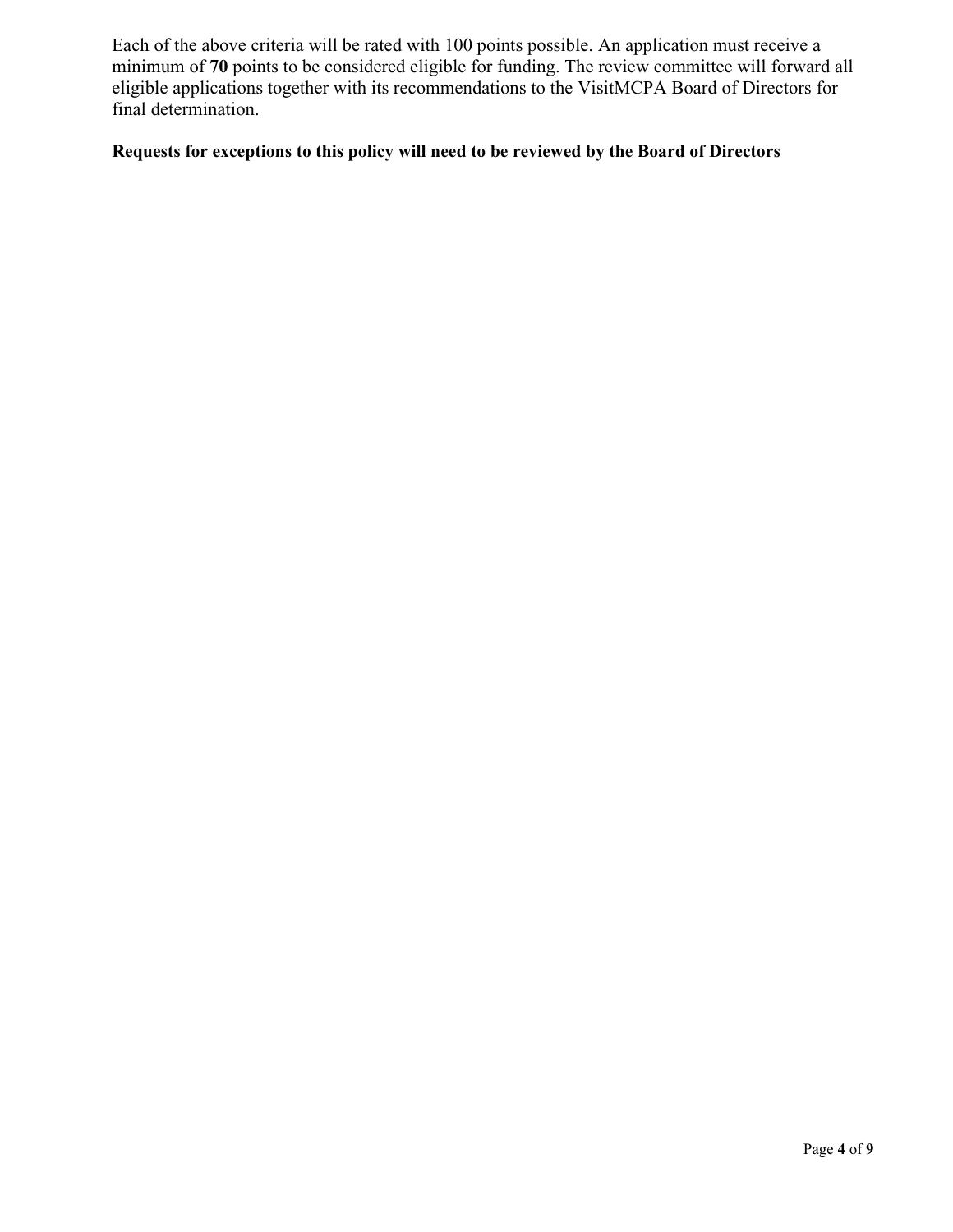Each of the above criteria will be rated with 100 points possible. An application must receive a minimum of **70** points to be considered eligible for funding. The review committee will forward all eligible applications together with its recommendations to the VisitMCPA Board of Directors for final determination.

**Requests for exceptions to this policy will need to be reviewed by the Board of Directors**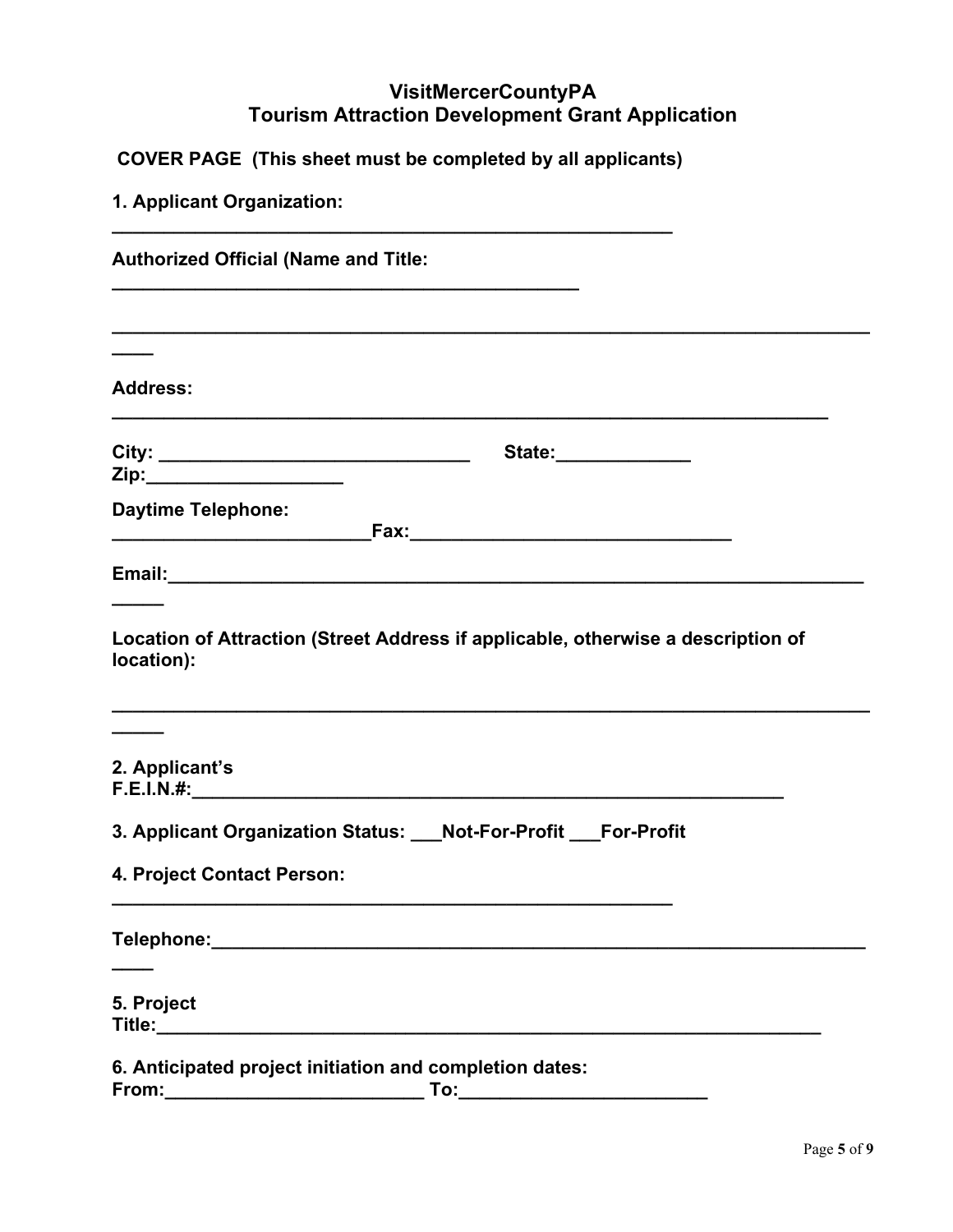# VisitMercerCountyPA
## Tourism Attraction Development Grant Application

**COVER PAGE (This sheet must be completed by all applicants)**

**1. Applicant Organization:**
**________________________________________________________**

**Authorized Official (Name and Title:**
**_______________________________________________**

**__________________________________________________________________________**

**Address:**
**_______________________________________________________________________**

**City: ______________________________ State:_____________ Zip:___________________**

**Daytime Telephone: _________________________Fax:_______________________________**

**Email:______________________________________________________________________**

**Location of Attraction (Street Address if applicable, otherwise a description of location):**

**__________________________________________________________________________**

**2. Applicant's F.E.I.N.#:___________________________________________________________**

**3. Applicant Organization Status: ___Not-For-Profit ___For-Profit**

**4. Project Contact Person:**
**________________________________________________________**

**Telephone:____________________________________________________________________**

**5. Project Title:_________________________________________________________________**

**6. Anticipated project initiation and completion dates:**
**From:_________________________ To:________________________**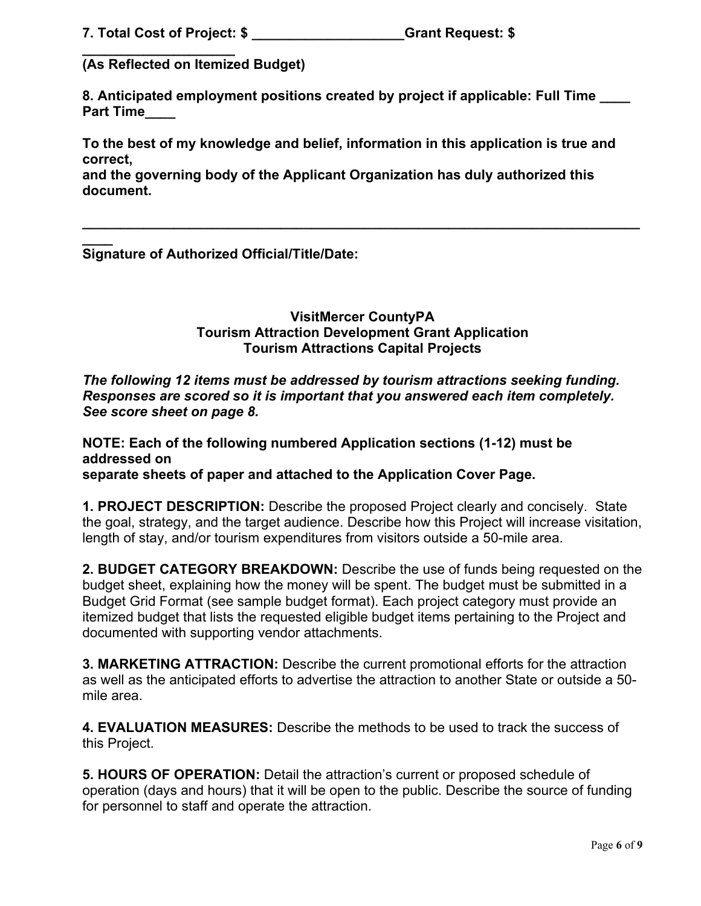**7. Total Cost of Project: $ ____________________Grant Request: $ ____________________**
**(As Reflected on Itemized Budget)**

**8. Anticipated employment positions created by project if applicable: Full Time ____ Part Time____**

**To the best of my knowledge and belief, information in this application is true and correct,**
**and the governing body of the Applicant Organization has duly authorized this document.**

**______________________________________________________________________________**
**Signature of Authorized Official/Title/Date:**

**VisitMercer CountyPA**
**Tourism Attraction Development Grant Application**
**Tourism Attractions Capital Projects**

***The following 12 items must be addressed by tourism attractions seeking funding. Responses are scored so it is important that you answered each item completely. See score sheet on page 8.***

**NOTE: Each of the following numbered Application sections (1-12) must be addressed on**
**separate sheets of paper and attached to the Application Cover Page.**

**1. PROJECT DESCRIPTION:** Describe the proposed Project clearly and concisely. State the goal, strategy, and the target audience. Describe how this Project will increase visitation, length of stay, and/or tourism expenditures from visitors outside a 50-mile area.

**2. BUDGET CATEGORY BREAKDOWN:** Describe the use of funds being requested on the budget sheet, explaining how the money will be spent. The budget must be submitted in a Budget Grid Format (see sample budget format). Each project category must provide an itemized budget that lists the requested eligible budget items pertaining to the Project and documented with supporting vendor attachments.

**3. MARKETING ATTRACTION:** Describe the current promotional efforts for the attraction as well as the anticipated efforts to advertise the attraction to another State or outside a 50-mile area.

**4. EVALUATION MEASURES:** Describe the methods to be used to track the success of this Project.

**5. HOURS OF OPERATION:** Detail the attraction's current or proposed schedule of operation (days and hours) that it will be open to the public. Describe the source of funding for personnel to staff and operate the attraction.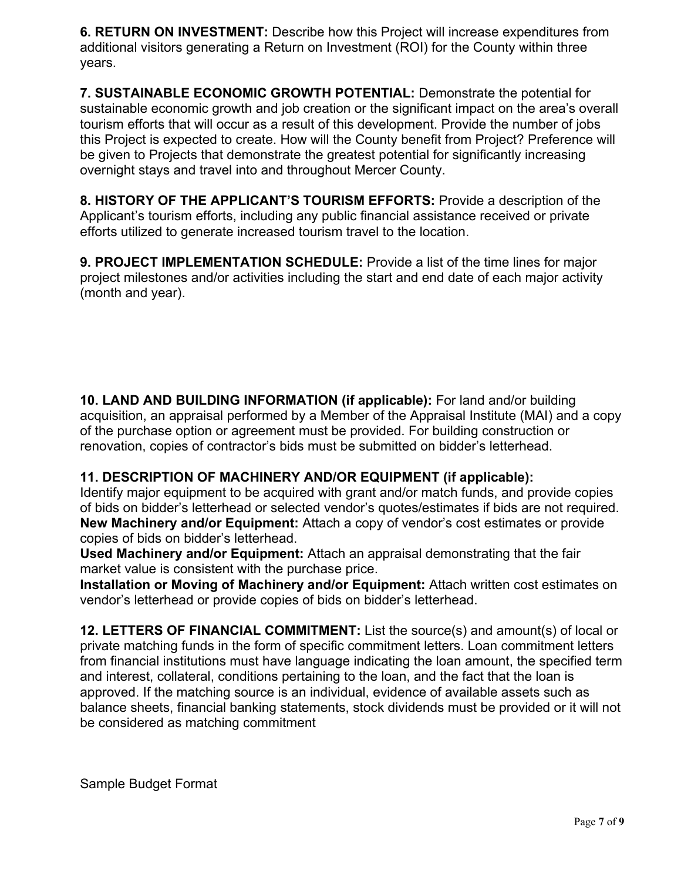**6. RETURN ON INVESTMENT:** Describe how this Project will increase expenditures from additional visitors generating a Return on Investment (ROI) for the County within three years.

**7. SUSTAINABLE ECONOMIC GROWTH POTENTIAL:** Demonstrate the potential for sustainable economic growth and job creation or the significant impact on the area's overall tourism efforts that will occur as a result of this development. Provide the number of jobs this Project is expected to create. How will the County benefit from Project? Preference will be given to Projects that demonstrate the greatest potential for significantly increasing overnight stays and travel into and throughout Mercer County.

**8. HISTORY OF THE APPLICANT'S TOURISM EFFORTS:** Provide a description of the Applicant's tourism efforts, including any public financial assistance received or private efforts utilized to generate increased tourism travel to the location.

**9. PROJECT IMPLEMENTATION SCHEDULE:** Provide a list of the time lines for major project milestones and/or activities including the start and end date of each major activity (month and year).

**10. LAND AND BUILDING INFORMATION (if applicable):** For land and/or building acquisition, an appraisal performed by a Member of the Appraisal Institute (MAI) and a copy of the purchase option or agreement must be provided. For building construction or renovation, copies of contractor's bids must be submitted on bidder's letterhead.

**11. DESCRIPTION OF MACHINERY AND/OR EQUIPMENT (if applicable):**
Identify major equipment to be acquired with grant and/or match funds, and provide copies of bids on bidder's letterhead or selected vendor's quotes/estimates if bids are not required.
**New Machinery and/or Equipment:** Attach a copy of vendor's cost estimates or provide copies of bids on bidder's letterhead.
**Used Machinery and/or Equipment:** Attach an appraisal demonstrating that the fair market value is consistent with the purchase price.
**Installation or Moving of Machinery and/or Equipment:** Attach written cost estimates on vendor's letterhead or provide copies of bids on bidder's letterhead.

**12. LETTERS OF FINANCIAL COMMITMENT:** List the source(s) and amount(s) of local or private matching funds in the form of specific commitment letters. Loan commitment letters from financial institutions must have language indicating the loan amount, the specified term and interest, collateral, conditions pertaining to the loan, and the fact that the loan is approved. If the matching source is an individual, evidence of available assets such as balance sheets, financial banking statements, stock dividends must be provided or it will not be considered as matching commitment

Sample Budget Format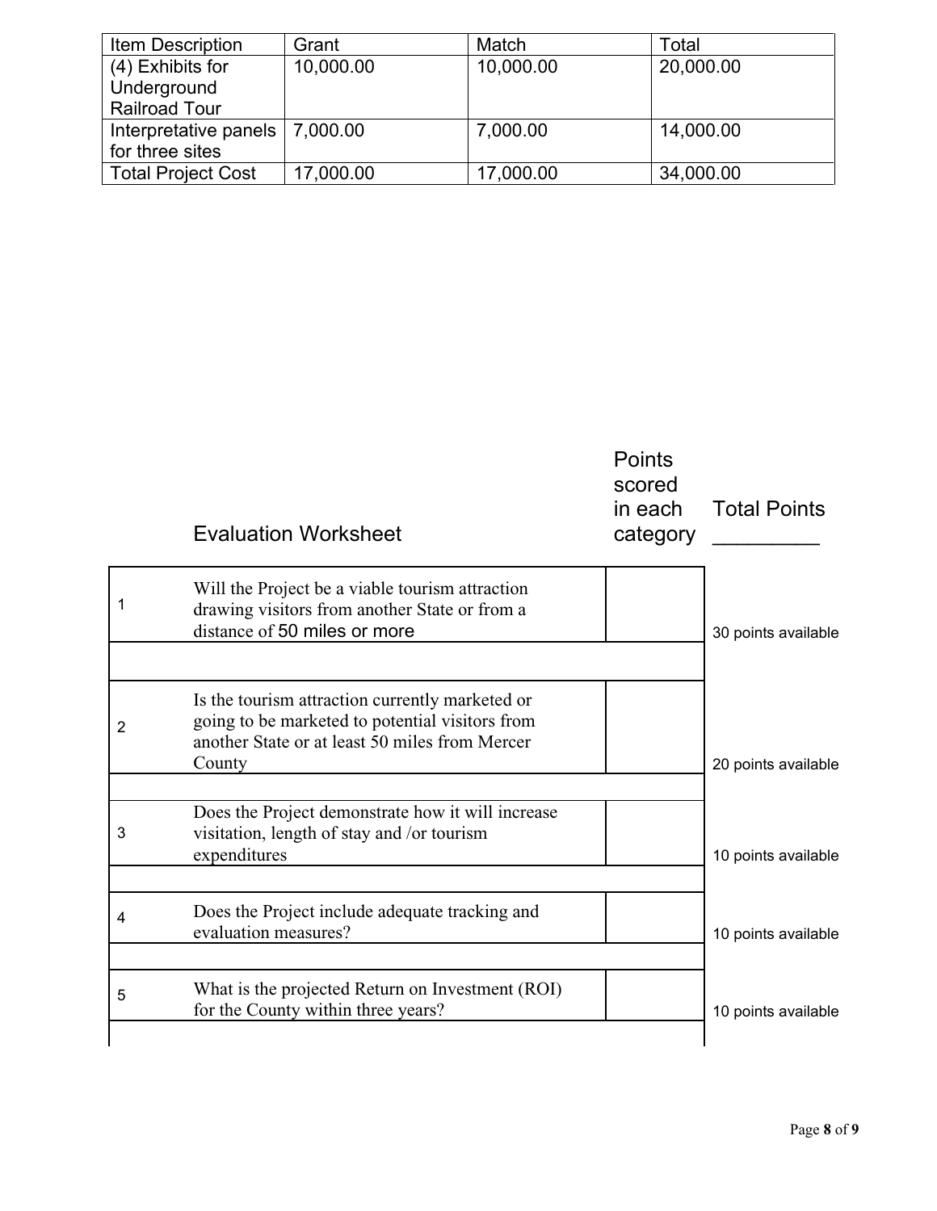| Item Description | Grant | Match | Total |
|---|---|---|---|
| (4) Exhibits for Underground Railroad Tour | 10,000.00 | 10,000.00 | 20,000.00 |
| Interpretative panels for three sites | 7,000.00 | 7,000.00 | 14,000.00 |
| Total Project Cost | 17,000.00 | 17,000.00 | 34,000.00 |

| | Evaluation Worksheet | Points scored in each category | Total Points _________ |
|---|---|---|---|
| 1 | Will the Project be a viable tourism attraction drawing visitors from another State or from a distance of 50 miles or more | | 30 points available |
| 2 | Is the tourism attraction currently marketed or going to be marketed to potential visitors from another State or at least 50 miles from Mercer County | | 20 points available |
| 3 | Does the Project demonstrate how it will increase visitation, length of stay and /or tourism expenditures | | 10 points available |
| 4 | Does the Project include adequate tracking and evaluation measures? | | 10 points available |
| 5 | What is the projected Return on Investment (ROI) for the County within three years? | | 10 points available |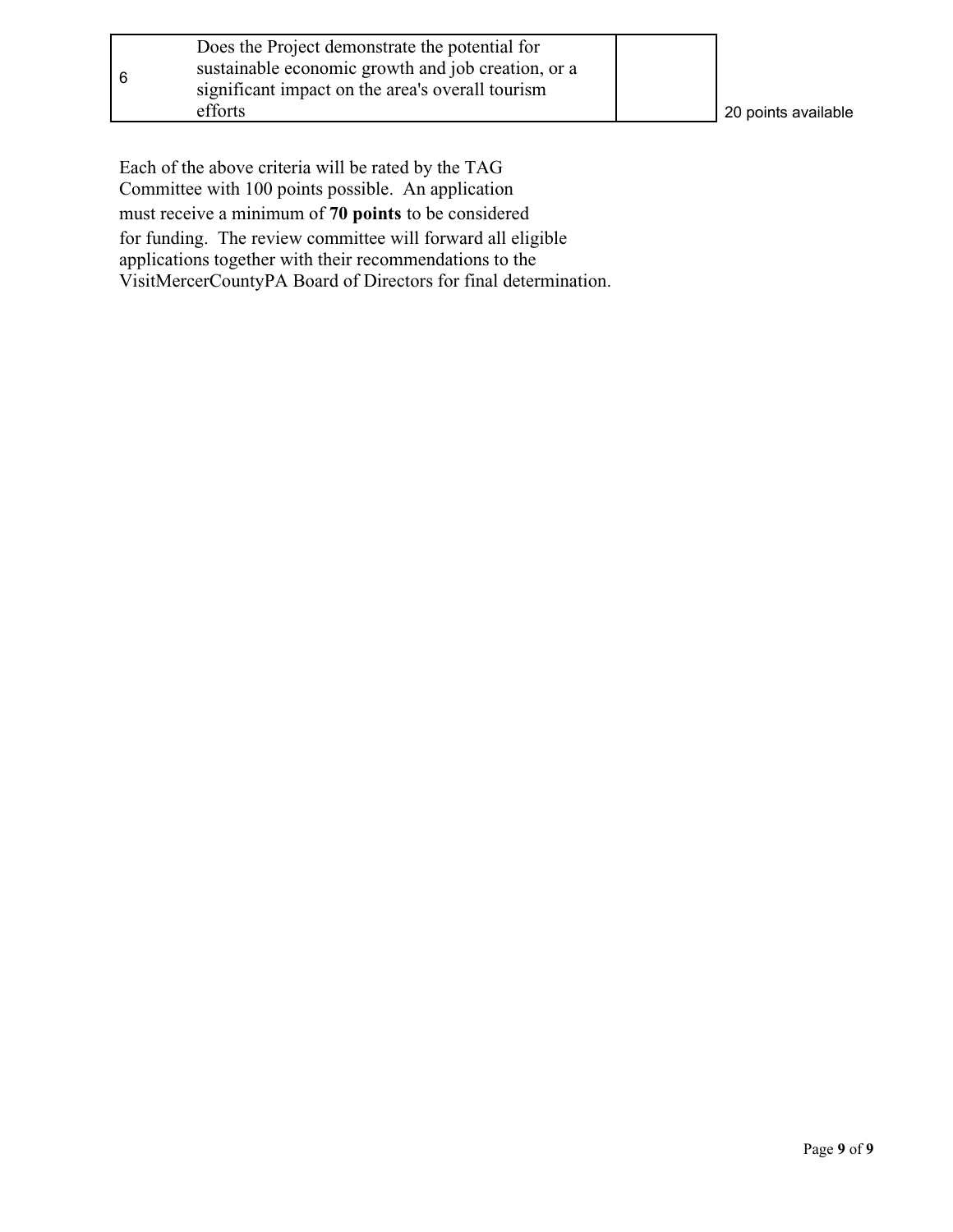| | | | |
|---|---|---|---|
| 6 | Does the Project demonstrate the potential for sustainable economic growth and job creation, or a significant impact on the area's overall tourism efforts | | 20 points available |

Each of the above criteria will be rated by the TAG Committee with 100 points possible. An application must receive a minimum of **70 points** to be considered for funding. The review committee will forward all eligible applications together with their recommendations to the VisitMercerCountyPA Board of Directors for final determination.